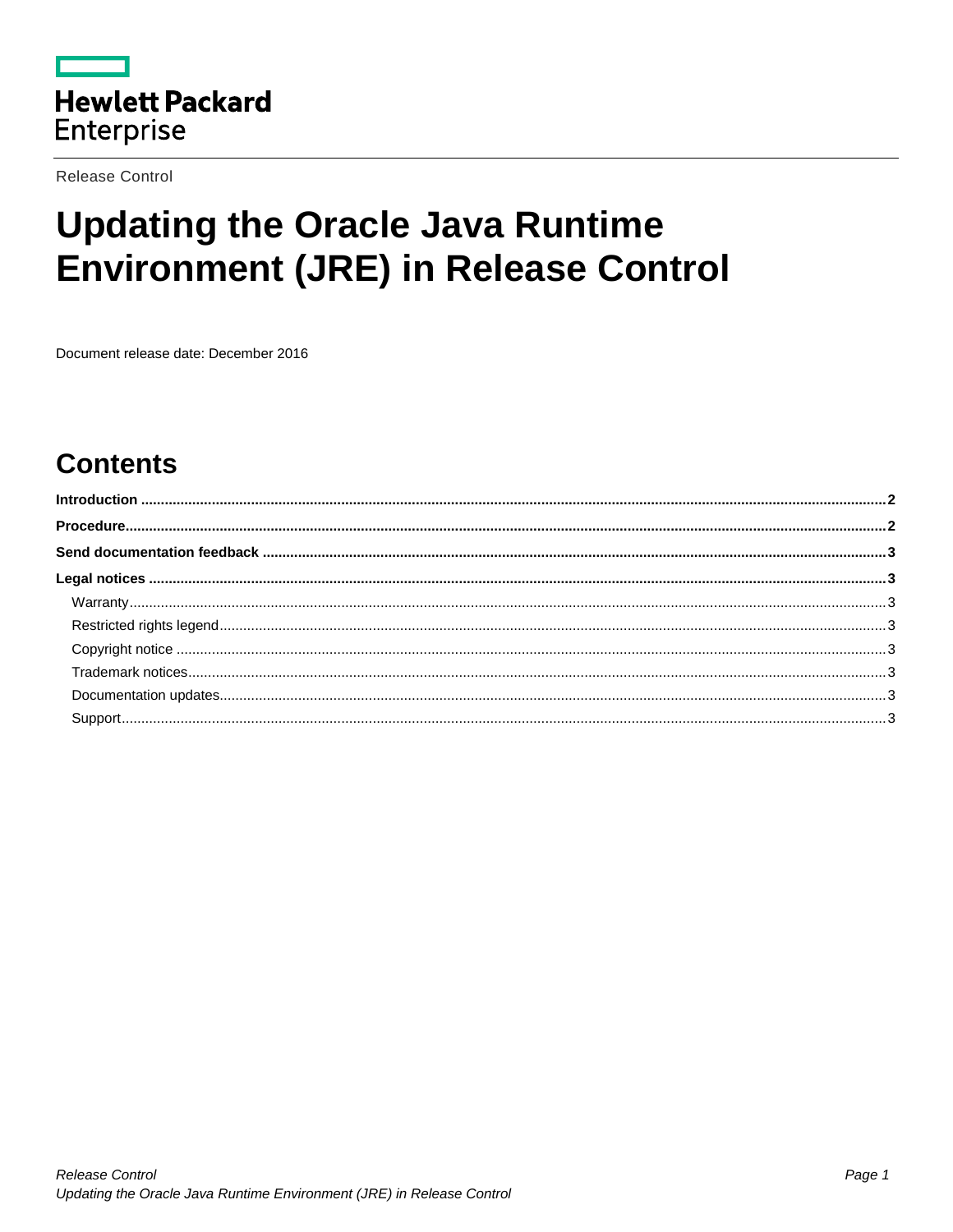Hewlett Packard Enterprise

Release Control

# Updating the Oracle Java Runtime Environment (JRE) in Release Control

Document release date: December 2016

## Contents

**Introduction** ........................................................ **2**

**Procedure** ........................................................ **2**

**Send documentation feedback** ........................................................ **3**

**Legal notices** ........................................................ **3**

- Warranty ........................................................ 3
- Restricted rights legend ........................................................ 3
- Copyright notice ........................................................ 3
- Trademark notices ........................................................ 3
- Documentation updates ........................................................ 3
- Support ........................................................ 3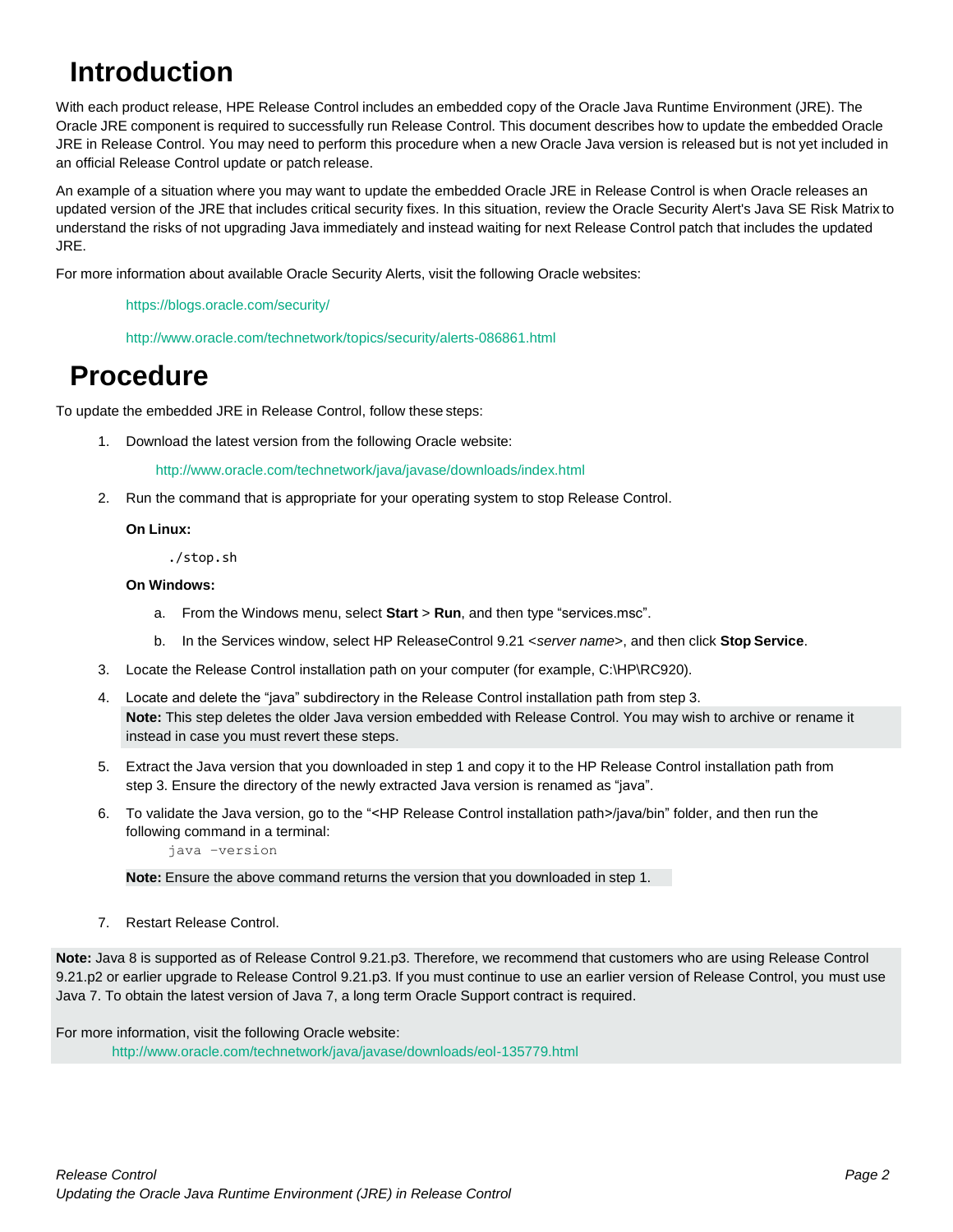# Introduction

With each product release, HPE Release Control includes an embedded copy of the Oracle Java Runtime Environment (JRE). The Oracle JRE component is required to successfully run Release Control. This document describes how to update the embedded Oracle JRE in Release Control. You may need to perform this procedure when a new Oracle Java version is released but is not yet included in an official Release Control update or patch release.

An example of a situation where you may want to update the embedded Oracle JRE in Release Control is when Oracle releases an updated version of the JRE that includes critical security fixes. In this situation, review the Oracle Security Alert's Java SE Risk Matrix to understand the risks of not upgrading Java immediately and instead waiting for next Release Control patch that includes the updated JRE.

For more information about available Oracle Security Alerts, visit the following Oracle websites:

https://blogs.oracle.com/security/

http://www.oracle.com/technetwork/topics/security/alerts-086861.html

# Procedure

To update the embedded JRE in Release Control, follow these steps:

1. Download the latest version from the following Oracle website:

   http://www.oracle.com/technetwork/java/javase/downloads/index.html

2. Run the command that is appropriate for your operating system to stop Release Control.

   **On Linux:**

   ```
   ./stop.sh
   ```

   **On Windows:**

   a. From the Windows menu, select **Start** > **Run**, and then type “services.msc”.

   b. In the Services window, select HP ReleaseControl 9.21 <*server name*>, and then click **Stop Service**.

3. Locate the Release Control installation path on your computer (for example, C:\HP\RC920).

4. Locate and delete the “java” subdirectory in the Release Control installation path from step 3.

   **Note:** This step deletes the older Java version embedded with Release Control. You may wish to archive or rename it instead in case you must revert these steps.

5. Extract the Java version that you downloaded in step 1 and copy it to the HP Release Control installation path from step 3. Ensure the directory of the newly extracted Java version is renamed as “java”.

6. To validate the Java version, go to the “<HP Release Control installation path>/java/bin” folder, and then run the following command in a terminal:

   ```
   java -version
   ```

   **Note:** Ensure the above command returns the version that you downloaded in step 1.

7. Restart Release Control.

**Note:** Java 8 is supported as of Release Control 9.21.p3. Therefore, we recommend that customers who are using Release Control 9.21.p2 or earlier upgrade to Release Control 9.21.p3. If you must continue to use an earlier version of Release Control, you must use Java 7. To obtain the latest version of Java 7, a long term Oracle Support contract is required.

For more information, visit the following Oracle website:

http://www.oracle.com/technetwork/java/javase/downloads/eol-135779.html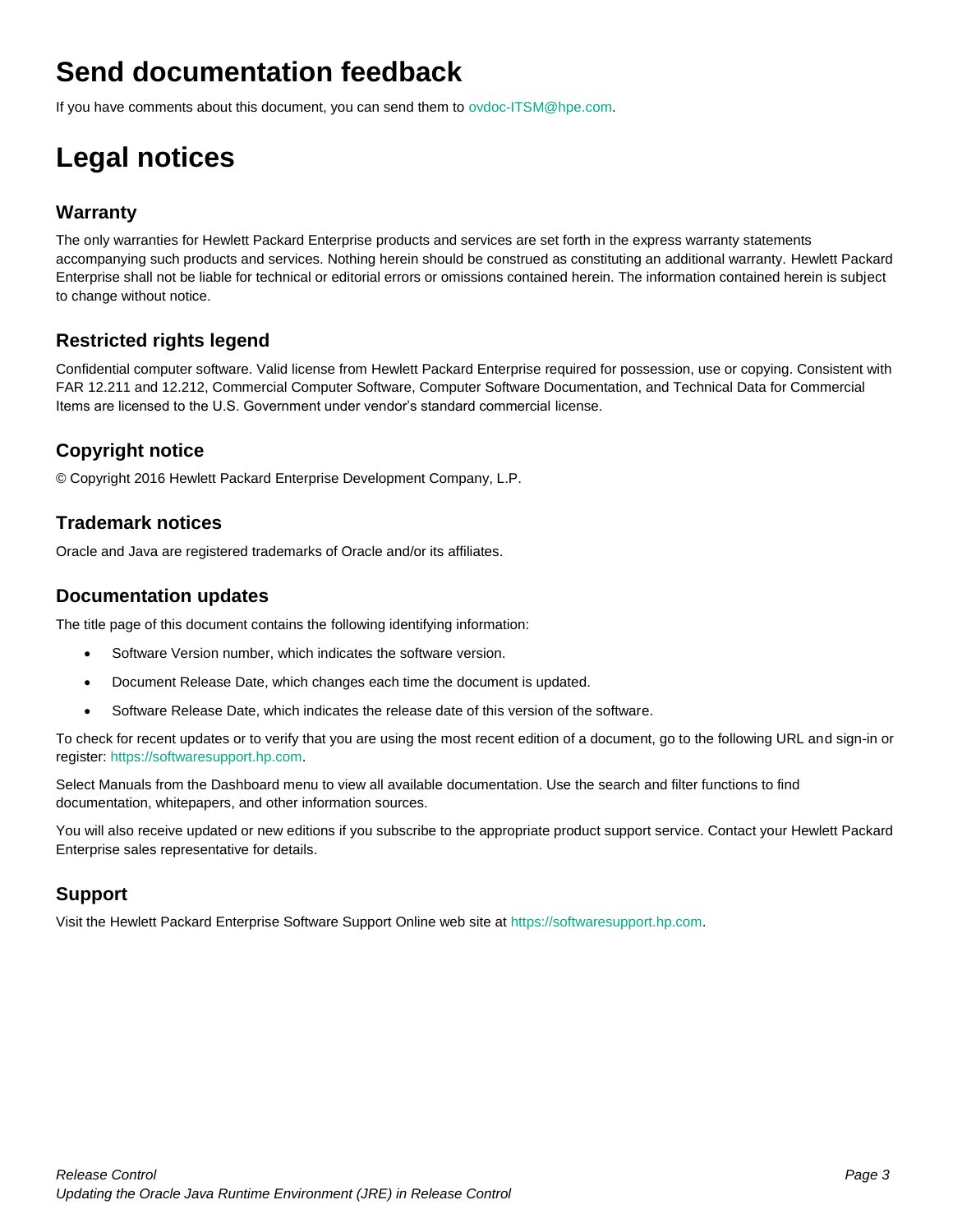# Send documentation feedback

If you have comments about this document, you can send them to ovdoc-ITSM@hpe.com.

# Legal notices

## Warranty

The only warranties for Hewlett Packard Enterprise products and services are set forth in the express warranty statements accompanying such products and services. Nothing herein should be construed as constituting an additional warranty. Hewlett Packard Enterprise shall not be liable for technical or editorial errors or omissions contained herein. The information contained herein is subject to change without notice.

## Restricted rights legend

Confidential computer software. Valid license from Hewlett Packard Enterprise required for possession, use or copying. Consistent with FAR 12.211 and 12.212, Commercial Computer Software, Computer Software Documentation, and Technical Data for Commercial Items are licensed to the U.S. Government under vendor's standard commercial license.

## Copyright notice

© Copyright 2016 Hewlett Packard Enterprise Development Company, L.P.

## Trademark notices

Oracle and Java are registered trademarks of Oracle and/or its affiliates.

## Documentation updates

The title page of this document contains the following identifying information:

- Software Version number, which indicates the software version.
- Document Release Date, which changes each time the document is updated.
- Software Release Date, which indicates the release date of this version of the software.

To check for recent updates or to verify that you are using the most recent edition of a document, go to the following URL and sign-in or register: https://softwaresupport.hp.com.

Select Manuals from the Dashboard menu to view all available documentation. Use the search and filter functions to find documentation, whitepapers, and other information sources.

You will also receive updated or new editions if you subscribe to the appropriate product support service. Contact your Hewlett Packard Enterprise sales representative for details.

## Support

Visit the Hewlett Packard Enterprise Software Support Online web site at https://softwaresupport.hp.com.